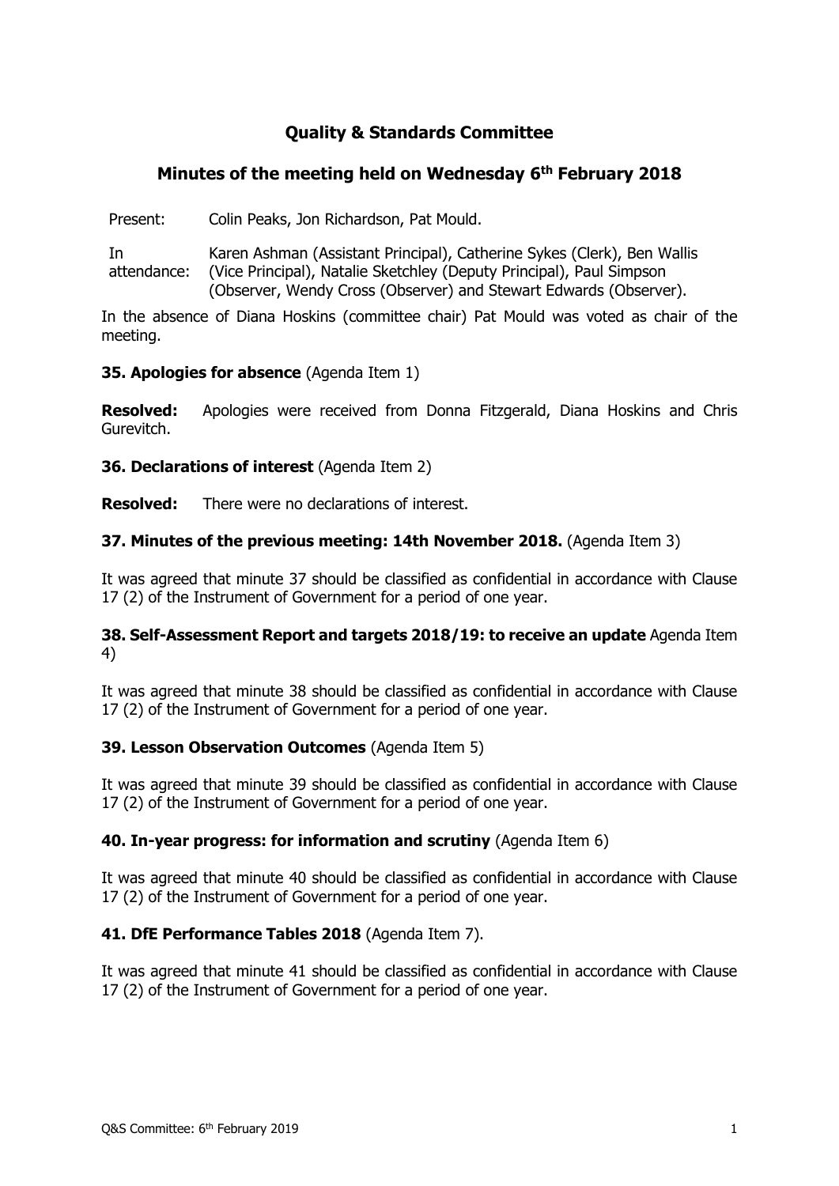# Quality & Standards Committee

## Minutes of the meeting held on Wednesday 6th February 2018

| | |
|---|---|
| Present: | Colin Peaks, Jon Richardson, Pat Mould. |
| In attendance: | Karen Ashman (Assistant Principal), Catherine Sykes (Clerk), Ben Wallis (Vice Principal), Natalie Sketchley (Deputy Principal), Paul Simpson (Observer, Wendy Cross (Observer) and Stewart Edwards (Observer). |

In the absence of Diana Hoskins (committee chair) Pat Mould was voted as chair of the meeting.

**35. Apologies for absence** (Agenda Item 1)

**Resolved:** Apologies were received from Donna Fitzgerald, Diana Hoskins and Chris Gurevitch.

**36. Declarations of interest** (Agenda Item 2)

**Resolved:** There were no declarations of interest.

**37. Minutes of the previous meeting: 14th November 2018.** (Agenda Item 3)

It was agreed that minute 37 should be classified as confidential in accordance with Clause 17 (2) of the Instrument of Government for a period of one year.

**38. Self-Assessment Report and targets 2018/19: to receive an update** Agenda Item 4)

It was agreed that minute 38 should be classified as confidential in accordance with Clause 17 (2) of the Instrument of Government for a period of one year.

**39. Lesson Observation Outcomes** (Agenda Item 5)

It was agreed that minute 39 should be classified as confidential in accordance with Clause 17 (2) of the Instrument of Government for a period of one year.

**40. In-year progress: for information and scrutiny** (Agenda Item 6)

It was agreed that minute 40 should be classified as confidential in accordance with Clause 17 (2) of the Instrument of Government for a period of one year.

**41. DfE Performance Tables 2018** (Agenda Item 7).

It was agreed that minute 41 should be classified as confidential in accordance with Clause 17 (2) of the Instrument of Government for a period of one year.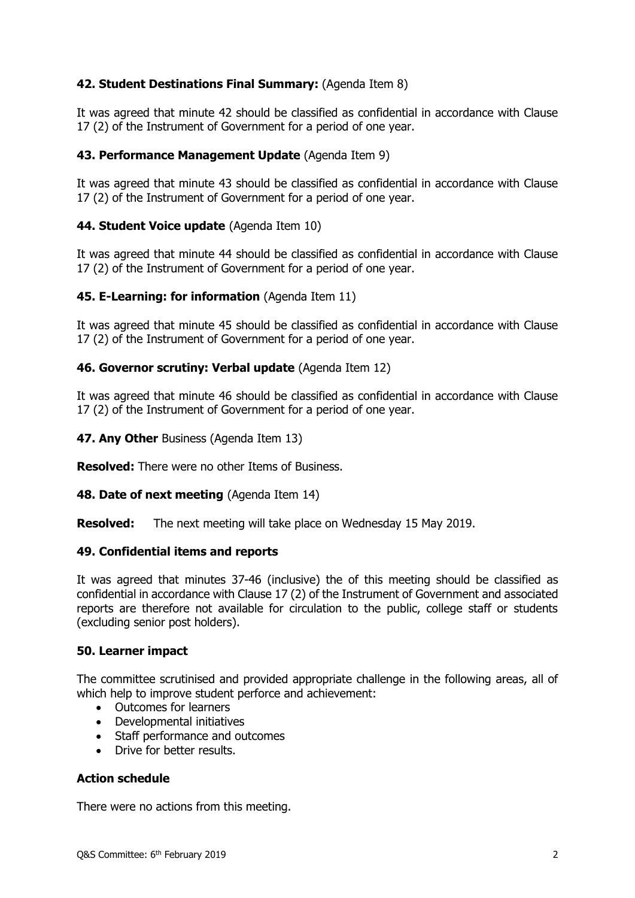### 42. Student Destinations Final Summary: (Agenda Item 8)

It was agreed that minute 42 should be classified as confidential in accordance with Clause 17 (2) of the Instrument of Government for a period of one year.

### 43. Performance Management Update (Agenda Item 9)

It was agreed that minute 43 should be classified as confidential in accordance with Clause 17 (2) of the Instrument of Government for a period of one year.

### 44. Student Voice update (Agenda Item 10)

It was agreed that minute 44 should be classified as confidential in accordance with Clause 17 (2) of the Instrument of Government for a period of one year.

### 45. E-Learning: for information (Agenda Item 11)

It was agreed that minute 45 should be classified as confidential in accordance with Clause 17 (2) of the Instrument of Government for a period of one year.

### 46. Governor scrutiny: Verbal update (Agenda Item 12)

It was agreed that minute 46 should be classified as confidential in accordance with Clause 17 (2) of the Instrument of Government for a period of one year.

### 47. Any Other Business (Agenda Item 13)

**Resolved:** There were no other Items of Business.

### 48. Date of next meeting (Agenda Item 14)

**Resolved:** The next meeting will take place on Wednesday 15 May 2019.

### 49. Confidential items and reports

It was agreed that minutes 37-46 (inclusive) the of this meeting should be classified as confidential in accordance with Clause 17 (2) of the Instrument of Government and associated reports are therefore not available for circulation to the public, college staff or students (excluding senior post holders).

### 50. Learner impact

The committee scrutinised and provided appropriate challenge in the following areas, all of which help to improve student perforce and achievement:

- Outcomes for learners
- Developmental initiatives
- Staff performance and outcomes
- Drive for better results.

### Action schedule

There were no actions from this meeting.